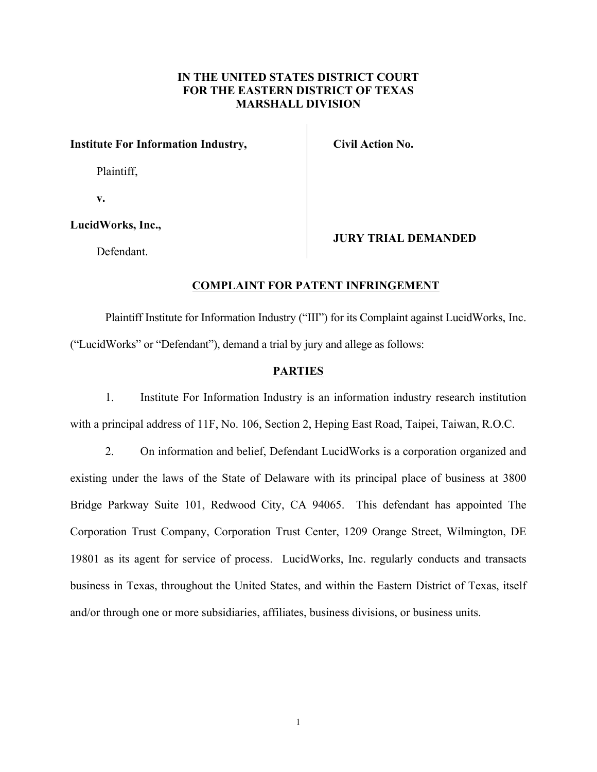**IN THE UNITED STATES DISTRICT COURT**
**FOR THE EASTERN DISTRICT OF TEXAS**
**MARSHALL DIVISION**

| | |
|---|---|
| **Institute For Information Industry,** | **Civil Action No.** |
| Plaintiff, | |
| **v.** | |
| **LucidWorks, Inc.,** | **JURY TRIAL DEMANDED** |
| Defendant. | |

## COMPLAINT FOR PATENT INFRINGEMENT

Plaintiff Institute for Information Industry ("III") for its Complaint against LucidWorks, Inc. ("LucidWorks" or "Defendant"), demand a trial by jury and allege as follows:

## PARTIES

1. Institute For Information Industry is an information industry research institution with a principal address of 11F, No. 106, Section 2, Heping East Road, Taipei, Taiwan, R.O.C.

2. On information and belief, Defendant LucidWorks is a corporation organized and existing under the laws of the State of Delaware with its principal place of business at 3800 Bridge Parkway Suite 101, Redwood City, CA 94065. This defendant has appointed The Corporation Trust Company, Corporation Trust Center, 1209 Orange Street, Wilmington, DE 19801 as its agent for service of process. LucidWorks, Inc. regularly conducts and transacts business in Texas, throughout the United States, and within the Eastern District of Texas, itself and/or through one or more subsidiaries, affiliates, business divisions, or business units.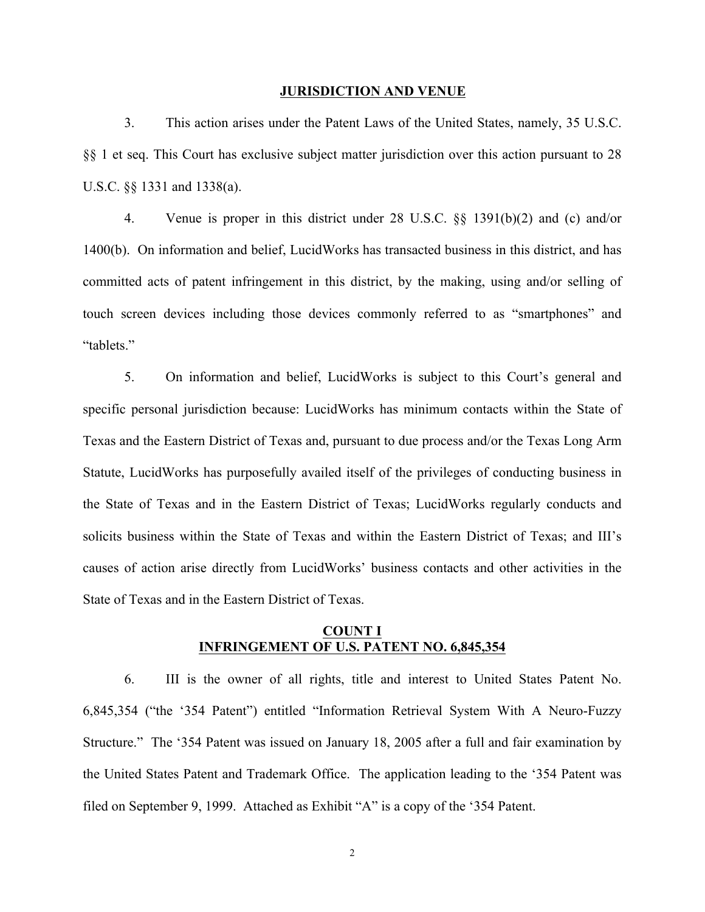## JURISDICTION AND VENUE

3. This action arises under the Patent Laws of the United States, namely, 35 U.S.C. §§ 1 et seq. This Court has exclusive subject matter jurisdiction over this action pursuant to 28 U.S.C. §§ 1331 and 1338(a).

4. Venue is proper in this district under 28 U.S.C. §§ 1391(b)(2) and (c) and/or 1400(b). On information and belief, LucidWorks has transacted business in this district, and has committed acts of patent infringement in this district, by the making, using and/or selling of touch screen devices including those devices commonly referred to as "smartphones" and "tablets."

5. On information and belief, LucidWorks is subject to this Court's general and specific personal jurisdiction because: LucidWorks has minimum contacts within the State of Texas and the Eastern District of Texas and, pursuant to due process and/or the Texas Long Arm Statute, LucidWorks has purposefully availed itself of the privileges of conducting business in the State of Texas and in the Eastern District of Texas; LucidWorks regularly conducts and solicits business within the State of Texas and within the Eastern District of Texas; and III's causes of action arise directly from LucidWorks' business contacts and other activities in the State of Texas and in the Eastern District of Texas.

## COUNT I
## INFRINGEMENT OF U.S. PATENT NO. 6,845,354

6. III is the owner of all rights, title and interest to United States Patent No. 6,845,354 ("the '354 Patent") entitled "Information Retrieval System With A Neuro-Fuzzy Structure." The '354 Patent was issued on January 18, 2005 after a full and fair examination by the United States Patent and Trademark Office. The application leading to the '354 Patent was filed on September 9, 1999. Attached as Exhibit "A" is a copy of the '354 Patent.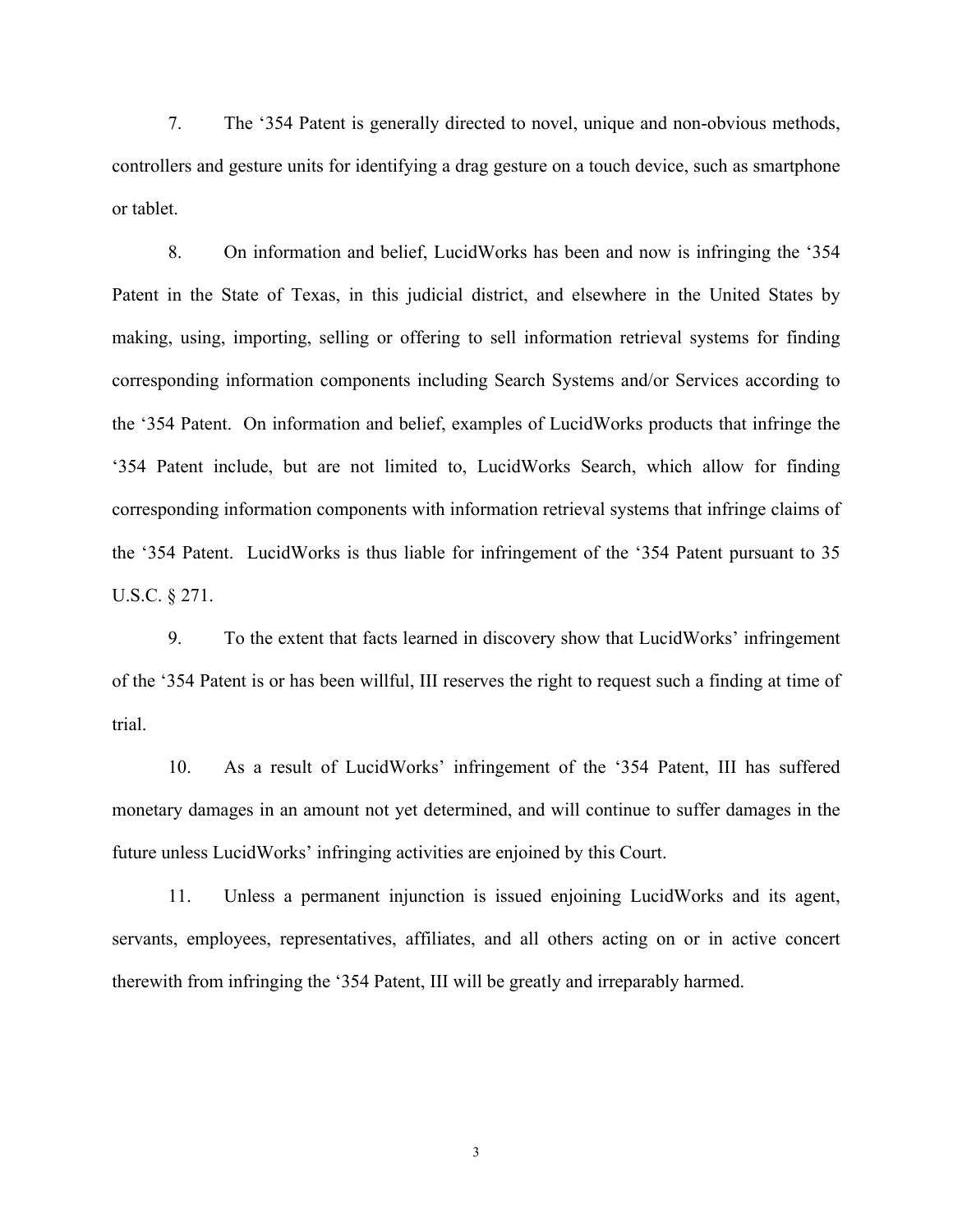7. The ‘354 Patent is generally directed to novel, unique and non-obvious methods, controllers and gesture units for identifying a drag gesture on a touch device, such as smartphone or tablet.

8. On information and belief, LucidWorks has been and now is infringing the ‘354 Patent in the State of Texas, in this judicial district, and elsewhere in the United States by making, using, importing, selling or offering to sell information retrieval systems for finding corresponding information components including Search Systems and/or Services according to the ‘354 Patent. On information and belief, examples of LucidWorks products that infringe the ‘354 Patent include, but are not limited to, LucidWorks Search, which allow for finding corresponding information components with information retrieval systems that infringe claims of the ‘354 Patent. LucidWorks is thus liable for infringement of the ‘354 Patent pursuant to 35 U.S.C. § 271.

9. To the extent that facts learned in discovery show that LucidWorks’ infringement of the ‘354 Patent is or has been willful, III reserves the right to request such a finding at time of trial.

10. As a result of LucidWorks’ infringement of the ‘354 Patent, III has suffered monetary damages in an amount not yet determined, and will continue to suffer damages in the future unless LucidWorks’ infringing activities are enjoined by this Court.

11. Unless a permanent injunction is issued enjoining LucidWorks and its agent, servants, employees, representatives, affiliates, and all others acting on or in active concert therewith from infringing the ‘354 Patent, III will be greatly and irreparably harmed.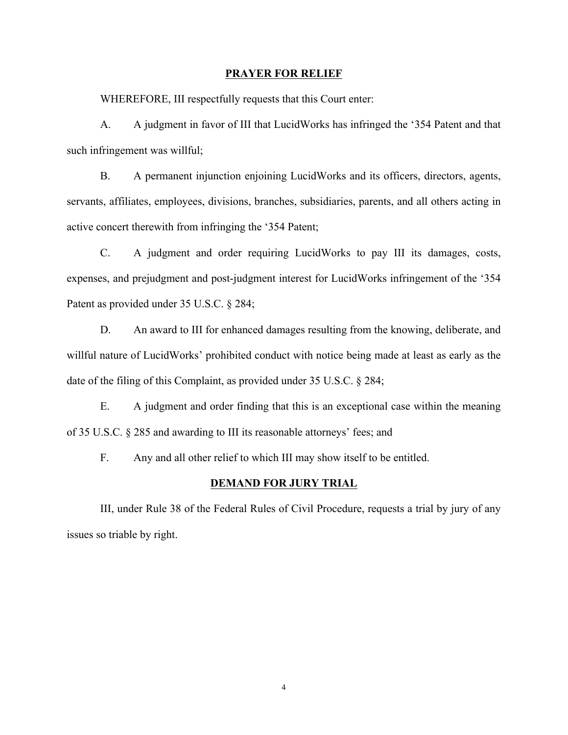## PRAYER FOR RELIEF

WHEREFORE, III respectfully requests that this Court enter:

A. A judgment in favor of III that LucidWorks has infringed the '354 Patent and that such infringement was willful;

B. A permanent injunction enjoining LucidWorks and its officers, directors, agents, servants, affiliates, employees, divisions, branches, subsidiaries, parents, and all others acting in active concert therewith from infringing the '354 Patent;

C. A judgment and order requiring LucidWorks to pay III its damages, costs, expenses, and prejudgment and post-judgment interest for LucidWorks infringement of the '354 Patent as provided under 35 U.S.C. § 284;

D. An award to III for enhanced damages resulting from the knowing, deliberate, and willful nature of LucidWorks' prohibited conduct with notice being made at least as early as the date of the filing of this Complaint, as provided under 35 U.S.C. § 284;

E. A judgment and order finding that this is an exceptional case within the meaning of 35 U.S.C. § 285 and awarding to III its reasonable attorneys' fees; and

F. Any and all other relief to which III may show itself to be entitled.

## DEMAND FOR JURY TRIAL

III, under Rule 38 of the Federal Rules of Civil Procedure, requests a trial by jury of any issues so triable by right.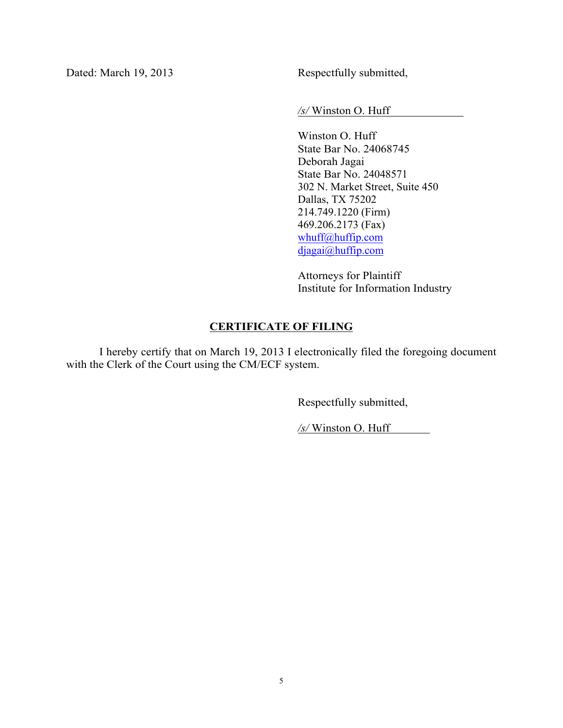Dated: March 19, 2013

Respectfully submitted,

*/s/* Winston O. Huff

Winston O. Huff
State Bar No. 24068745
Deborah Jagai
State Bar No. 24048571
302 N. Market Street, Suite 450
Dallas, TX 75202
214.749.1220 (Firm)
469.206.2173 (Fax)
whuff@huffip.com
djagai@huffip.com

Attorneys for Plaintiff
Institute for Information Industry

## **CERTIFICATE OF FILING**

I hereby certify that on March 19, 2013 I electronically filed the foregoing document with the Clerk of the Court using the CM/ECF system.

Respectfully submitted,

*/s/* Winston O. Huff